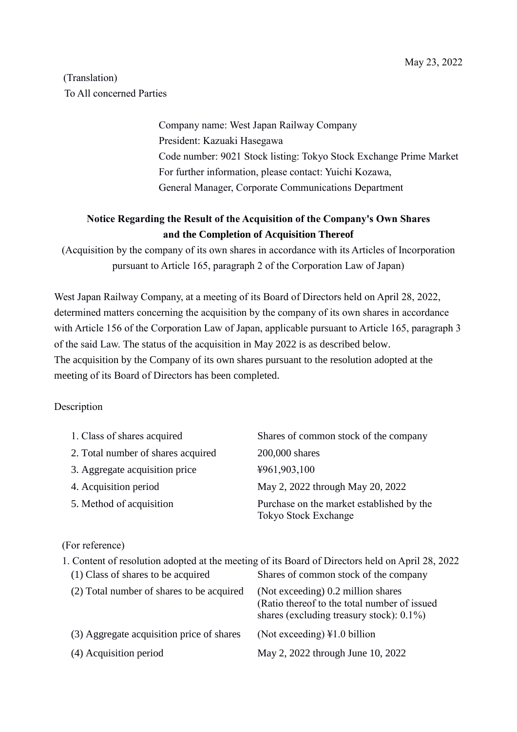May 23, 2022

(Translation)
To All concerned Parties

Company name: West Japan Railway Company
President: Kazuaki Hasegawa
Code number: 9021 Stock listing: Tokyo Stock Exchange Prime Market
For further information, please contact: Yuichi Kozawa,
General Manager, Corporate Communications Department

**Notice Regarding the Result of the Acquisition of the Company's Own Shares and the Completion of Acquisition Thereof**

(Acquisition by the company of its own shares in accordance with its Articles of Incorporation pursuant to Article 165, paragraph 2 of the Corporation Law of Japan)

West Japan Railway Company, at a meeting of its Board of Directors held on April 28, 2022, determined matters concerning the acquisition by the company of its own shares in accordance with Article 156 of the Corporation Law of Japan, applicable pursuant to Article 165, paragraph 3 of the said Law. The status of the acquisition in May 2022 is as described below.
The acquisition by the Company of its own shares pursuant to the resolution adopted at the meeting of its Board of Directors has been completed.

Description

| | |
|---|---|
| 1. Class of shares acquired | Shares of common stock of the company |
| 2. Total number of shares acquired | 200,000 shares |
| 3. Aggregate acquisition price | ¥961,903,100 |
| 4. Acquisition period | May 2, 2022 through May 20, 2022 |
| 5. Method of acquisition | Purchase on the market established by the Tokyo Stock Exchange |

(For reference)

1. Content of resolution adopted at the meeting of its Board of Directors held on April 28, 2022

| | |
|---|---|
| (1) Class of shares to be acquired | Shares of common stock of the company |
| (2) Total number of shares to be acquired | (Not exceeding) 0.2 million shares (Ratio thereof to the total number of issued shares (excluding treasury stock): 0.1%) |
| (3) Aggregate acquisition price of shares | (Not exceeding) ¥1.0 billion |
| (4) Acquisition period | May 2, 2022 through June 10, 2022 |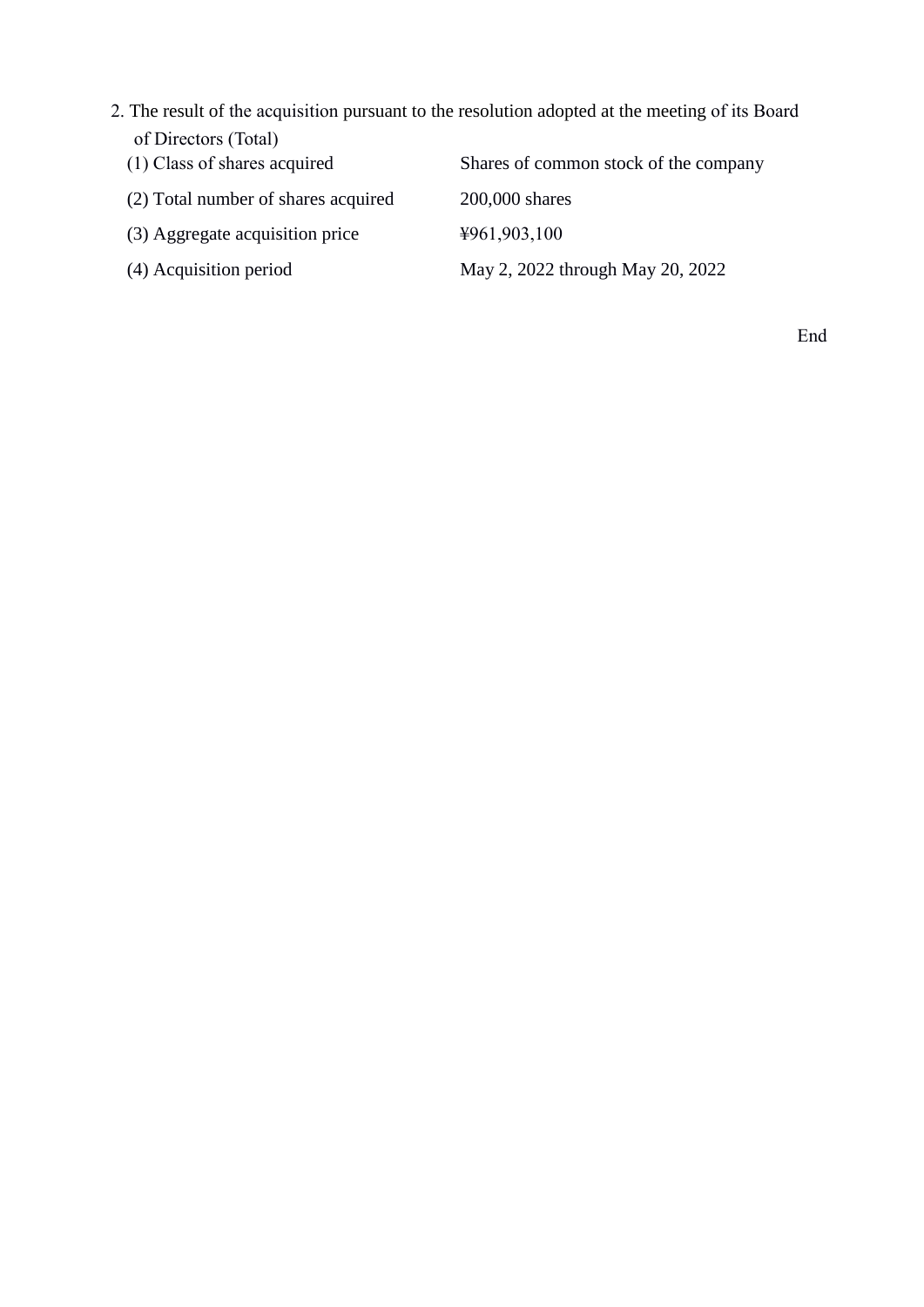2. The result of the acquisition pursuant to the resolution adopted at the meeting of its Board of Directors (Total)

| | |
|---|---|
| (1) Class of shares acquired | Shares of common stock of the company |
| (2) Total number of shares acquired | 200,000 shares |
| (3) Aggregate acquisition price | ¥961,903,100 |
| (4) Acquisition period | May 2, 2022 through May 20, 2022 |

End